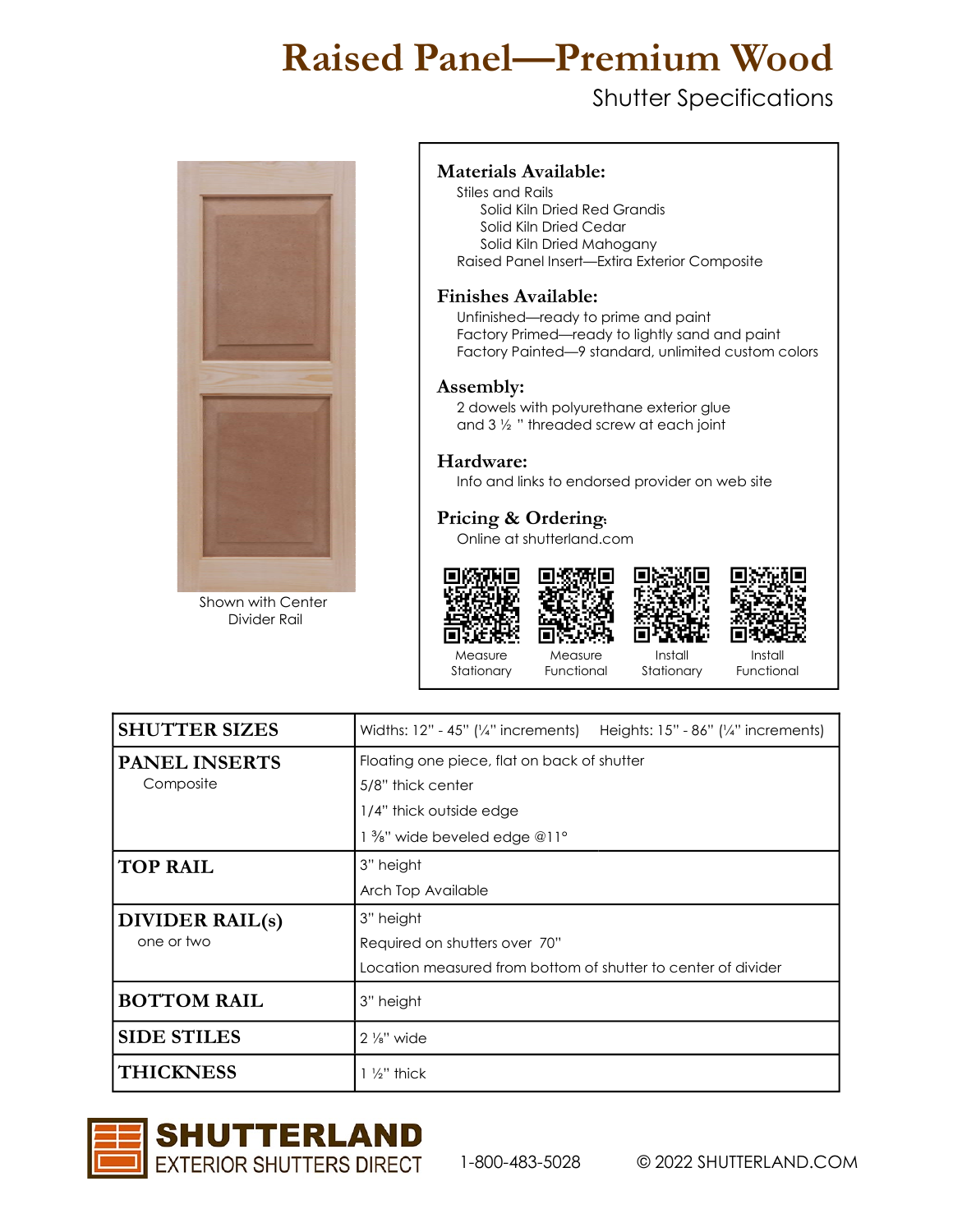# Raised Panel—Premium Wood

Shutter Specifications

Shown with Center Divider Rail

### Materials Available:

Stiles and Rails
- Solid Kiln Dried Red Grandis
- Solid Kiln Dried Cedar
- Solid Kiln Dried Mahogany

Raised Panel Insert—Extira Exterior Composite

### Finishes Available:

Unfinished—ready to prime and paint
Factory Primed—ready to lightly sand and paint
Factory Painted—9 standard, unlimited custom colors

### Assembly:

2 dowels with polyurethane exterior glue and 3 ½ " threaded screw at each joint

### Hardware:

Info and links to endorsed provider on web site

### Pricing & Ordering:

Online at shutterland.com

Measure Stationary | Measure Functional | Install Stationary | Install Functional

| | |
|---|---|
| **SHUTTER SIZES** | Widths: 12" - 45" (¼" increments) Heights: 15" - 86" (¼" increments) |
| **PANEL INSERTS** Composite | Floating one piece, flat on back of shutter<br>5/8" thick center<br>1/4" thick outside edge<br>1 ⅜" wide beveled edge @11° |
| **TOP RAIL** | 3" height<br>Arch Top Available |
| **DIVIDER RAIL(s)** one or two | 3" height<br>Required on shutters over 70"<br>Location measured from bottom of shutter to center of divider |
| **BOTTOM RAIL** | 3" height |
| **SIDE STILES** | 2 ⅛" wide |
| **THICKNESS** | 1 ½" thick |

**SHUTTERLAND**
EXTERIOR SHUTTERS DIRECT

1-800-483-5028 © 2022 SHUTTERLAND.COM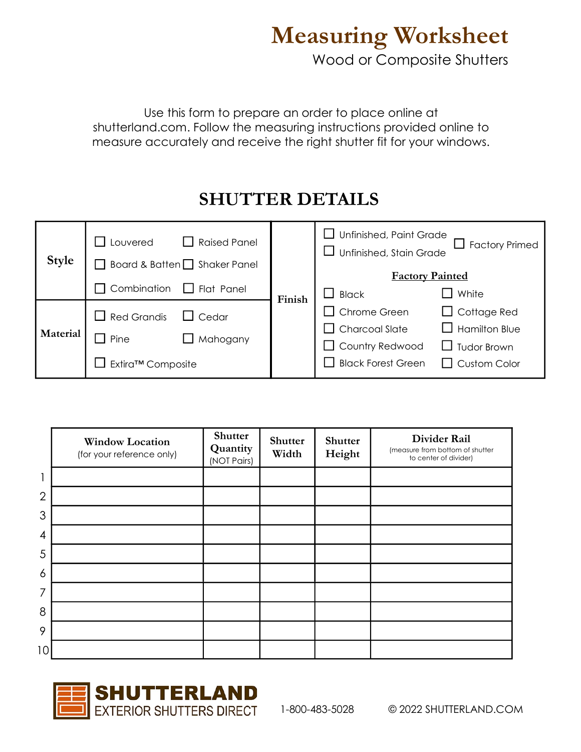# Measuring Worksheet

Wood or Composite Shutters

Use this form to prepare an order to place online at shutterland.com. Follow the measuring instructions provided online to measure accurately and receive the right shutter fit for your windows.

## SHUTTER DETAILS

| | | | |
|---|---|---|---|
| **Style** | ☐ Louvered ☐ Raised Panel<br>☐ Board & Batten ☐ Shaker Panel<br>☐ Combination ☐ Flat Panel | **Finish** | ☐ Unfinished, Paint Grade<br>☐ Unfinished, Stain Grade<br>☐ Factory Primed<br>**Factory Painted**<br>☐ Black ☐ White<br>☐ Chrome Green ☐ Cottage Red<br>☐ Charcoal Slate ☐ Hamilton Blue<br>☐ Country Redwood ☐ Tudor Brown<br>☐ Black Forest Green ☐ Custom Color |
| **Material** | ☐ Red Grandis ☐ Cedar<br>☐ Pine ☐ Mahogany<br>☐ Extira™ Composite | | |

| | Window Location (for your reference only) | Shutter Quantity (NOT Pairs) | Shutter Width | Shutter Height | Divider Rail (measure from bottom of shutter to center of divider) |
|---|---|---|---|---|---|
| 1 | | | | | |
| 2 | | | | | |
| 3 | | | | | |
| 4 | | | | | |
| 5 | | | | | |
| 6 | | | | | |
| 7 | | | | | |
| 8 | | | | | |
| 9 | | | | | |
| 10 | | | | | |

SHUTTERLAND
EXTERIOR SHUTTERS DIRECT

1-800-483-5028

© 2022 SHUTTERLAND.COM